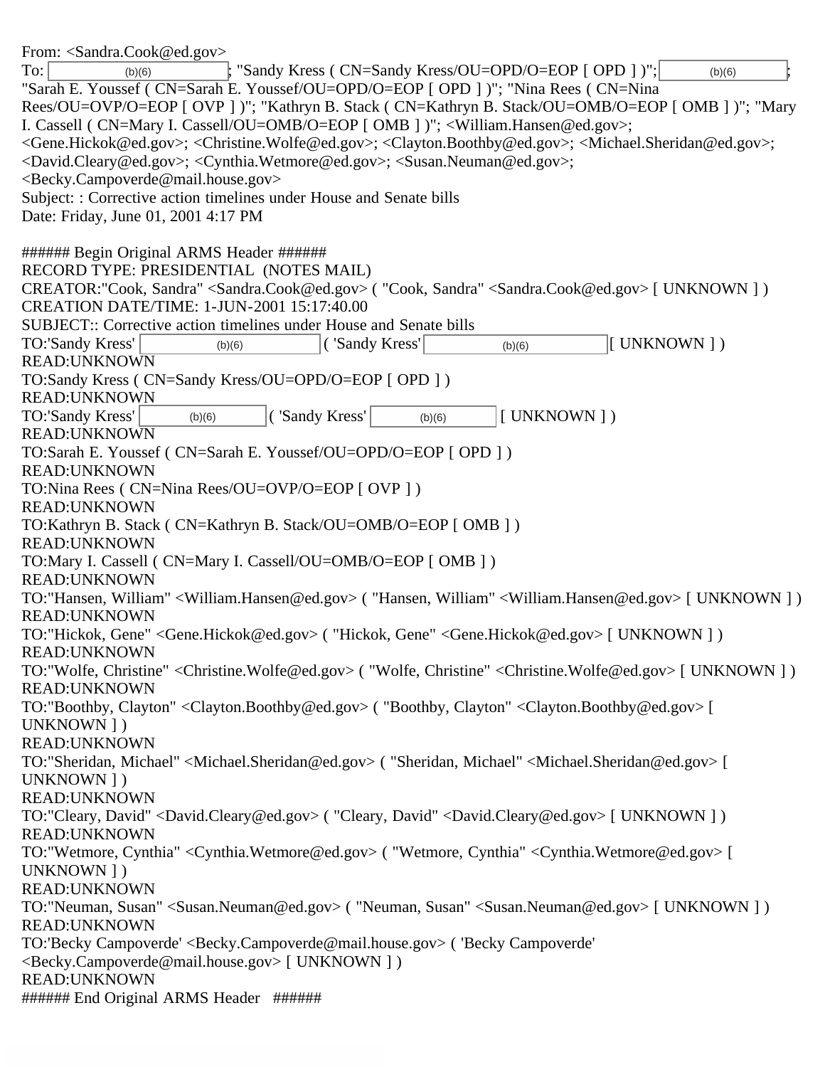From: <Sandra.Cook@ed.gov>
To: (b)(6); "Sandy Kress ( CN=Sandy Kress/OU=OPD/O=EOP [ OPD ] )"; (b)(6); "Sarah E. Youssef ( CN=Sarah E. Youssef/OU=OPD/O=EOP [ OPD ] )"; "Nina Rees ( CN=Nina Rees/OU=OVP/O=EOP [ OVP ] )"; "Kathryn B. Stack ( CN=Kathryn B. Stack/OU=OMB/O=EOP [ OMB ] )"; "Mary I. Cassell ( CN=Mary I. Cassell/OU=OMB/O=EOP [ OMB ] )"; <William.Hansen@ed.gov>; <Gene.Hickok@ed.gov>; <Christine.Wolfe@ed.gov>; <Clayton.Boothby@ed.gov>; <Michael.Sheridan@ed.gov>; <David.Cleary@ed.gov>; <Cynthia.Wetmore@ed.gov>; <Susan.Neuman@ed.gov>; <Becky.Campoverde@mail.house.gov>
Subject: : Corrective action timelines under House and Senate bills
Date: Friday, June 01, 2001 4:17 PM

###### Begin Original ARMS Header ######
RECORD TYPE: PRESIDENTIAL (NOTES MAIL)
CREATOR:"Cook, Sandra" <Sandra.Cook@ed.gov> ( "Cook, Sandra" <Sandra.Cook@ed.gov> [ UNKNOWN ] )
CREATION DATE/TIME: 1-JUN-2001 15:17:40.00
SUBJECT:: Corrective action timelines under House and Senate bills
TO:'Sandy Kress' (b)(6) ( 'Sandy Kress' (b)(6) [ UNKNOWN ] )
READ:UNKNOWN
TO:Sandy Kress ( CN=Sandy Kress/OU=OPD/O=EOP [ OPD ] )
READ:UNKNOWN
TO:'Sandy Kress' (b)(6) ( 'Sandy Kress' (b)(6) [ UNKNOWN ] )
READ:UNKNOWN
TO:Sarah E. Youssef ( CN=Sarah E. Youssef/OU=OPD/O=EOP [ OPD ] )
READ:UNKNOWN
TO:Nina Rees ( CN=Nina Rees/OU=OVP/O=EOP [ OVP ] )
READ:UNKNOWN
TO:Kathryn B. Stack ( CN=Kathryn B. Stack/OU=OMB/O=EOP [ OMB ] )
READ:UNKNOWN
TO:Mary I. Cassell ( CN=Mary I. Cassell/OU=OMB/O=EOP [ OMB ] )
READ:UNKNOWN
TO:"Hansen, William" <William.Hansen@ed.gov> ( "Hansen, William" <William.Hansen@ed.gov> [ UNKNOWN ] )
READ:UNKNOWN
TO:"Hickok, Gene" <Gene.Hickok@ed.gov> ( "Hickok, Gene" <Gene.Hickok@ed.gov> [ UNKNOWN ] )
READ:UNKNOWN
TO:"Wolfe, Christine" <Christine.Wolfe@ed.gov> ( "Wolfe, Christine" <Christine.Wolfe@ed.gov> [ UNKNOWN ] )
READ:UNKNOWN
TO:"Boothby, Clayton" <Clayton.Boothby@ed.gov> ( "Boothby, Clayton" <Clayton.Boothby@ed.gov> [ UNKNOWN ] )
READ:UNKNOWN
TO:"Sheridan, Michael" <Michael.Sheridan@ed.gov> ( "Sheridan, Michael" <Michael.Sheridan@ed.gov> [ UNKNOWN ] )
READ:UNKNOWN
TO:"Cleary, David" <David.Cleary@ed.gov> ( "Cleary, David" <David.Cleary@ed.gov> [ UNKNOWN ] )
READ:UNKNOWN
TO:"Wetmore, Cynthia" <Cynthia.Wetmore@ed.gov> ( "Wetmore, Cynthia" <Cynthia.Wetmore@ed.gov> [ UNKNOWN ] )
READ:UNKNOWN
TO:"Neuman, Susan" <Susan.Neuman@ed.gov> ( "Neuman, Susan" <Susan.Neuman@ed.gov> [ UNKNOWN ] )
READ:UNKNOWN
TO:'Becky Campoverde' <Becky.Campoverde@mail.house.gov> ( 'Becky Campoverde' <Becky.Campoverde@mail.house.gov> [ UNKNOWN ] )
READ:UNKNOWN
###### End Original ARMS Header ######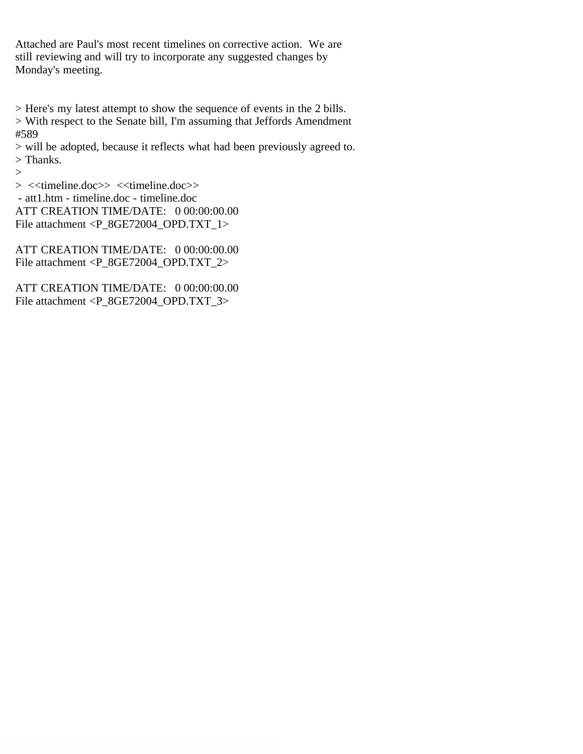Attached are Paul's most recent timelines on corrective action.  We are still reviewing and will try to incorporate any suggested changes by Monday's meeting.

> Here's my latest attempt to show the sequence of events in the 2 bills.
> With respect to the Senate bill, I'm assuming that Jeffords Amendment #589
> will be adopted, because it reflects what had been previously agreed to.
> Thanks.
>
>  <<timeline.doc>>  <<timeline.doc>>
 - att1.htm - timeline.doc - timeline.doc
ATT CREATION TIME/DATE:   0 00:00:00.00
File attachment <P_8GE72004_OPD.TXT_1>

ATT CREATION TIME/DATE:   0 00:00:00.00
File attachment <P_8GE72004_OPD.TXT_2>

ATT CREATION TIME/DATE:   0 00:00:00.00
File attachment <P_8GE72004_OPD.TXT_3>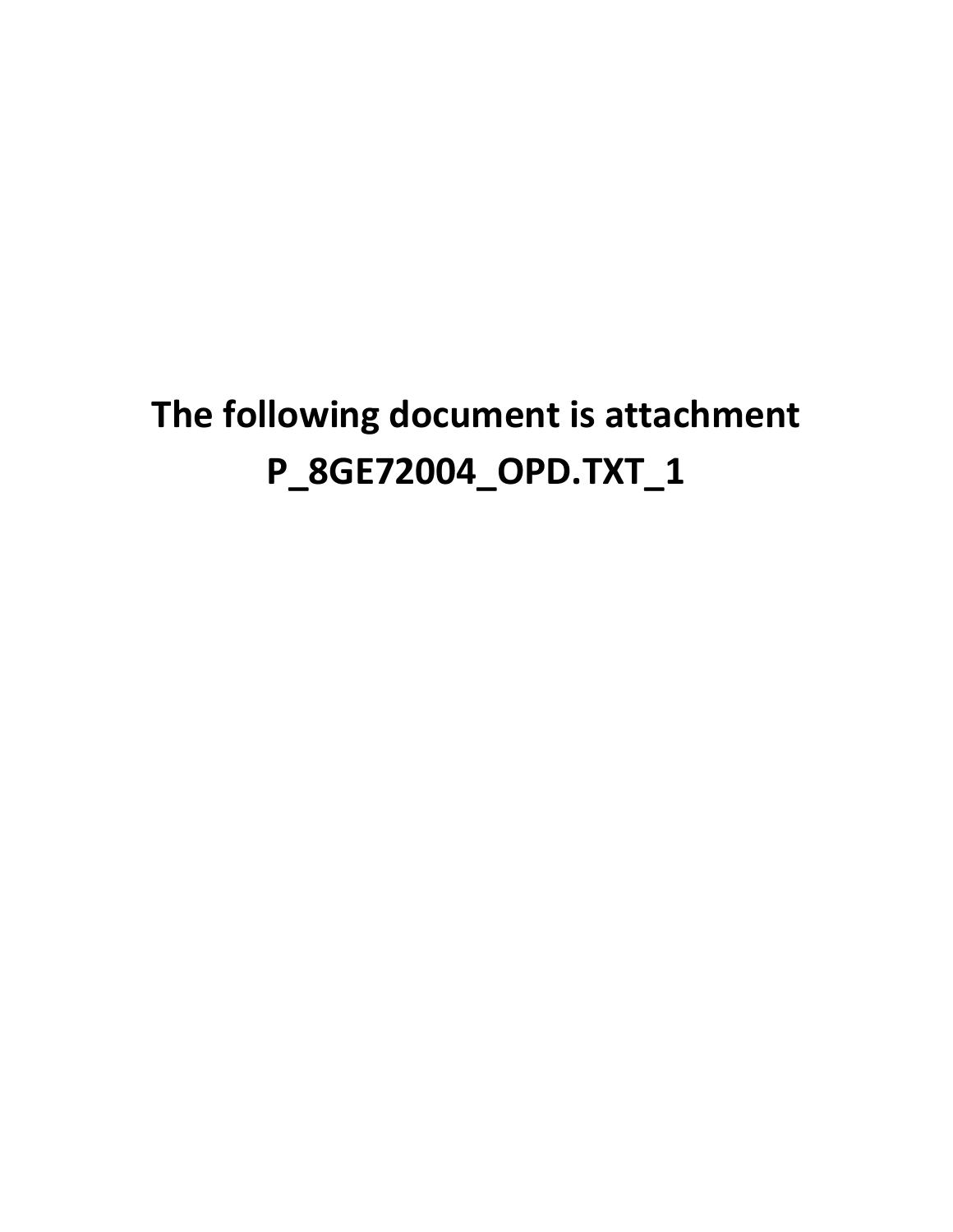**The following document is attachment P_8GE72004_OPD.TXT_1**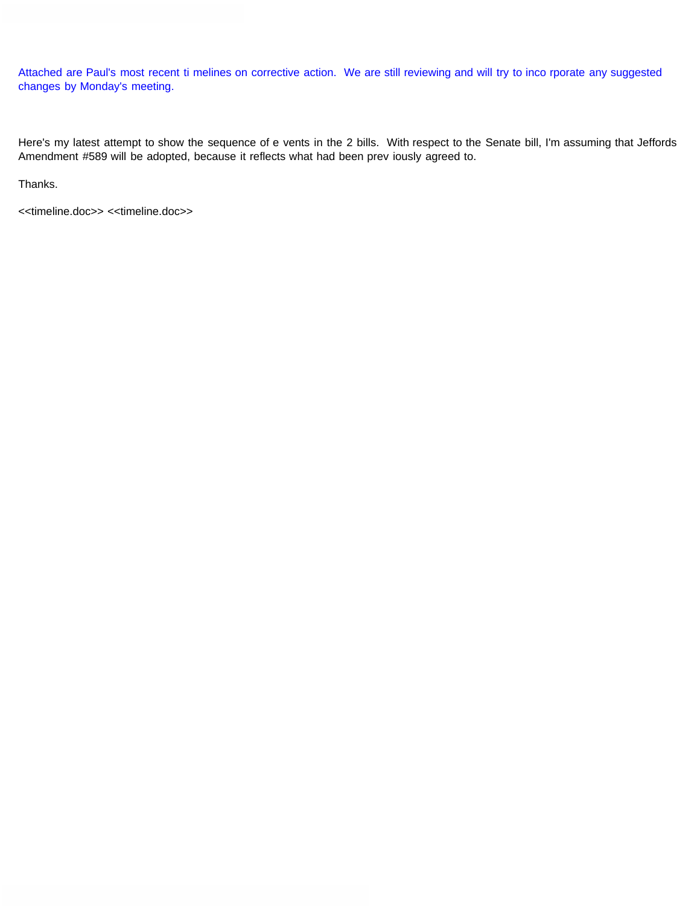Attached are Paul's most recent timelines on corrective action. We are still reviewing and will try to incorporate any suggested changes by Monday's meeting.

Here's my latest attempt to show the sequence of events in the 2 bills. With respect to the Senate bill, I'm assuming that Jeffords Amendment #589 will be adopted, because it reflects what had been previously agreed to.

Thanks.

<<timeline.doc>> <<timeline.doc>>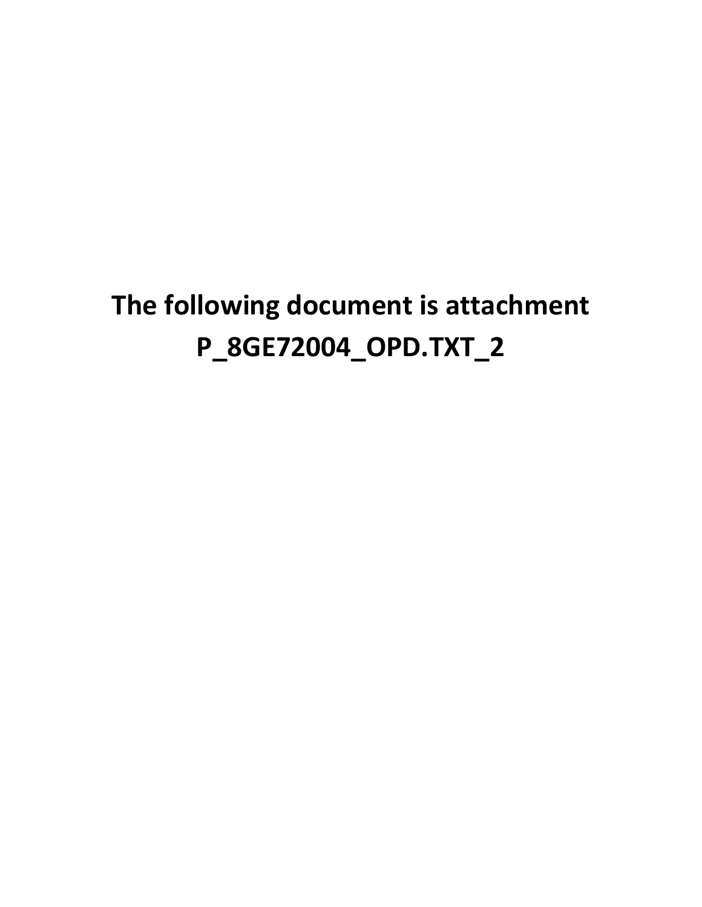**The following document is attachment P_8GE72004_OPD.TXT_2**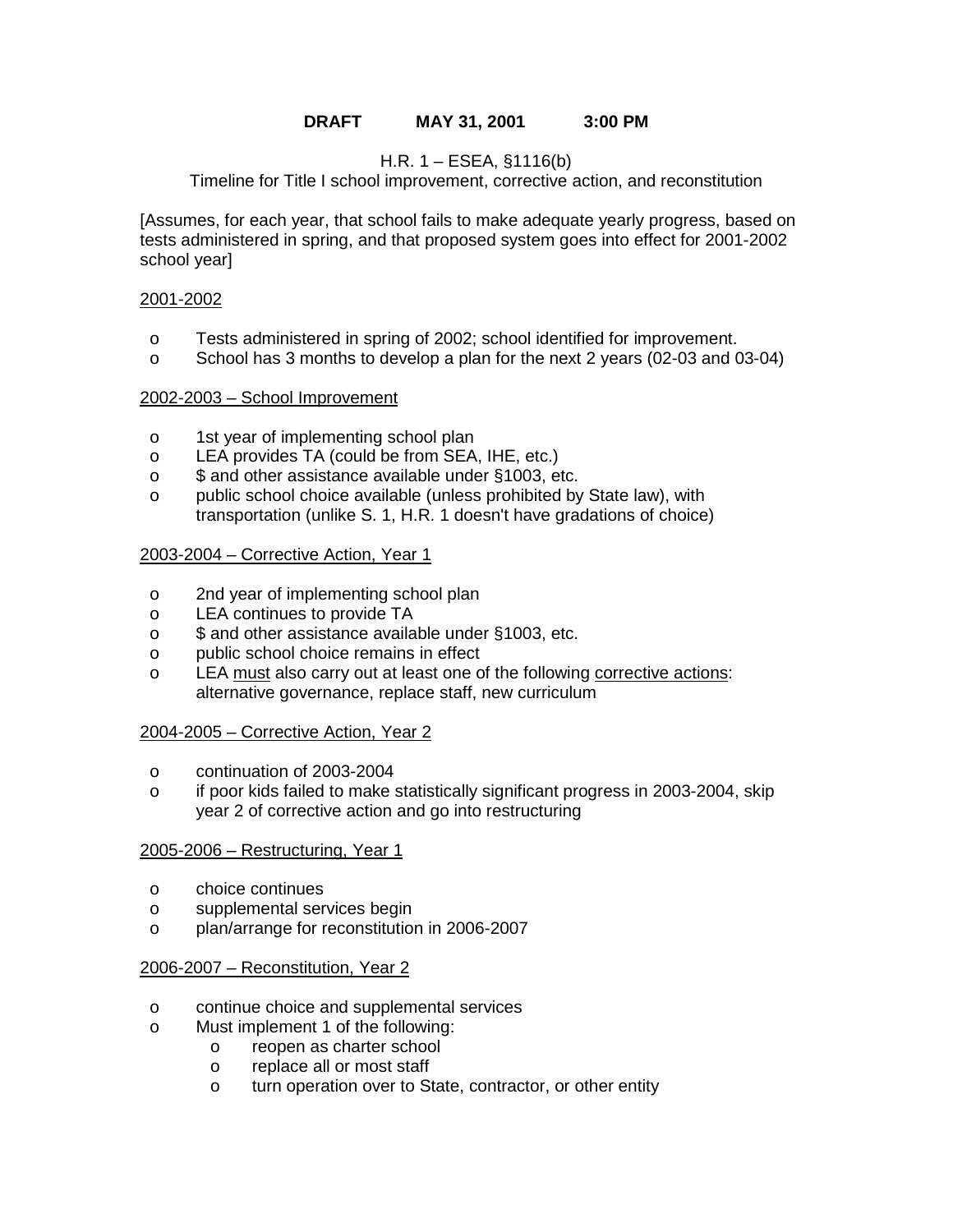**DRAFT MAY 31, 2001 3:00 PM**

H.R. 1 – ESEA, §1116(b)
Timeline for Title I school improvement, corrective action, and reconstitution

[Assumes, for each year, that school fails to make adequate yearly progress, based on tests administered in spring, and that proposed system goes into effect for 2001-2002 school year]

<u>2001-2002</u>

- Tests administered in spring of 2002; school identified for improvement.
- School has 3 months to develop a plan for the next 2 years (02-03 and 03-04)

<u>2002-2003 – School Improvement</u>

- 1st year of implementing school plan
- LEA provides TA (could be from SEA, IHE, etc.)
- $ and other assistance available under §1003, etc.
- public school choice available (unless prohibited by State law), with transportation (unlike S. 1, H.R. 1 doesn't have gradations of choice)

<u>2003-2004 – Corrective Action, Year 1</u>

- 2nd year of implementing school plan
- LEA continues to provide TA
- $ and other assistance available under §1003, etc.
- public school choice remains in effect
- LEA <u>must</u> also carry out at least one of the following <u>corrective actions</u>: alternative governance, replace staff, new curriculum

<u>2004-2005 – Corrective Action, Year 2</u>

- continuation of 2003-2004
- if poor kids failed to make statistically significant progress in 2003-2004, skip year 2 of corrective action and go into restructuring

<u>2005-2006 – Restructuring, Year 1</u>

- choice continues
- supplemental services begin
- plan/arrange for reconstitution in 2006-2007

<u>2006-2007 – Reconstitution, Year 2</u>

- continue choice and supplemental services
- Must implement 1 of the following:
  - reopen as charter school
  - replace all or most staff
  - turn operation over to State, contractor, or other entity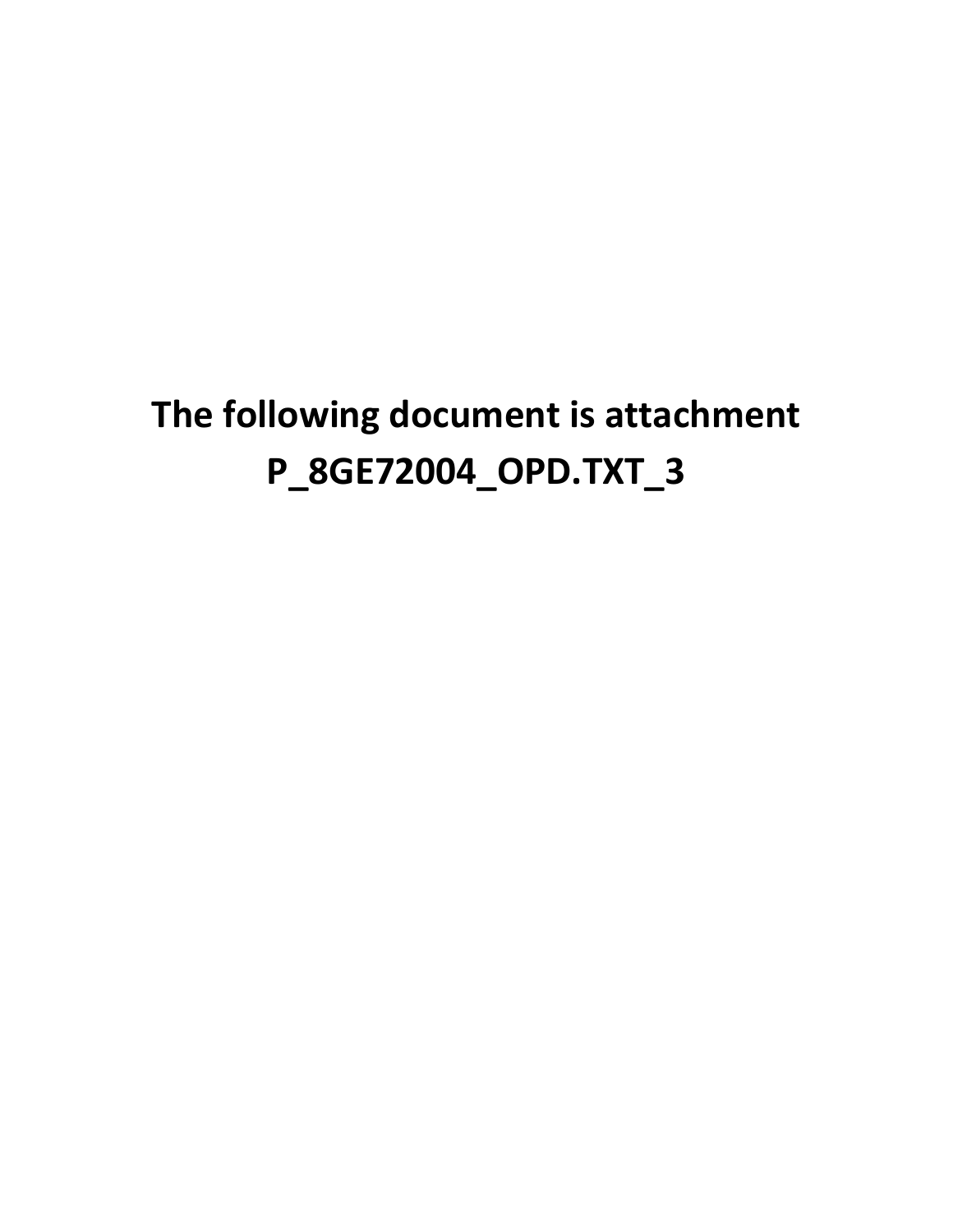**The following document is attachment P_8GE72004_OPD.TXT_3**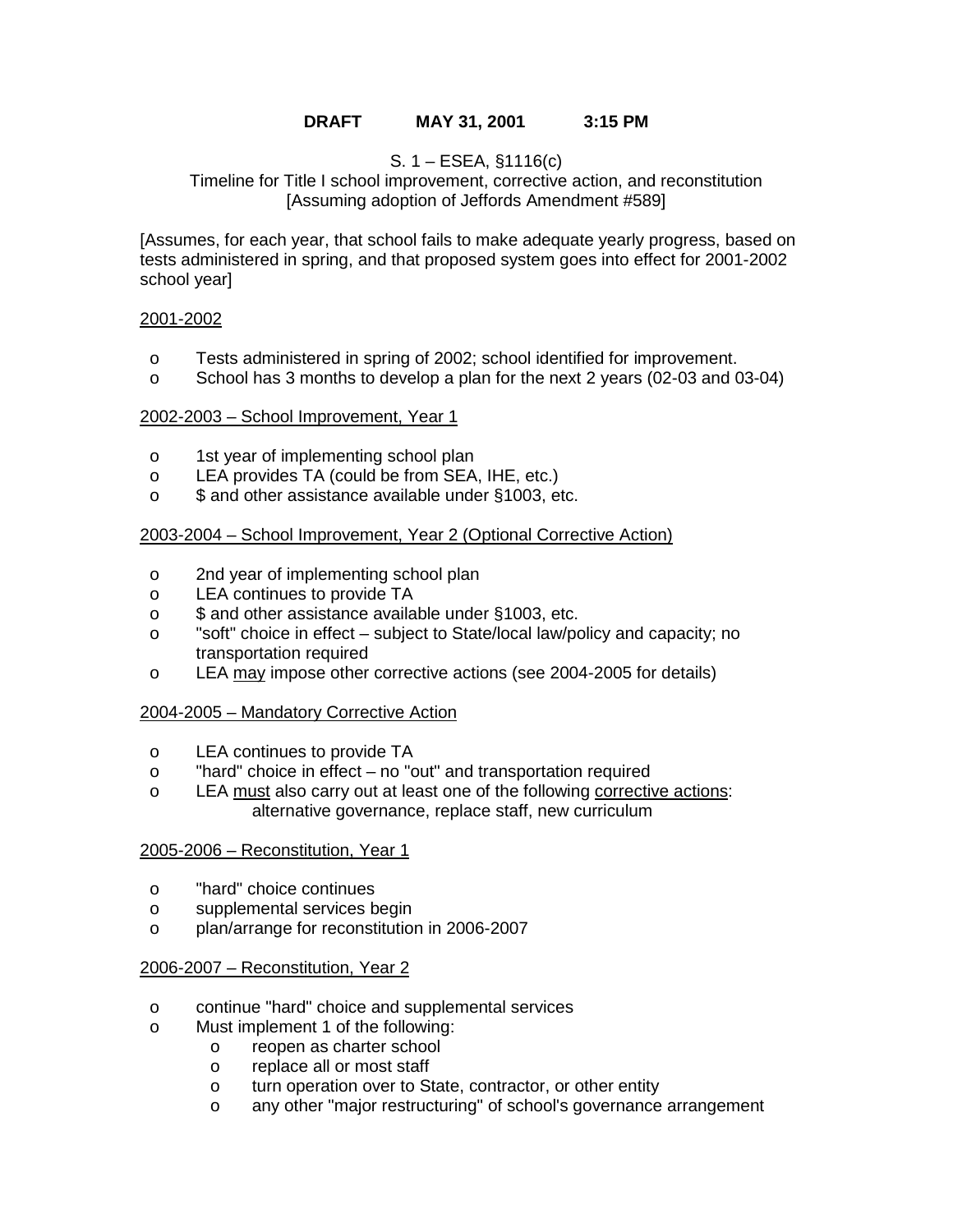**DRAFT MAY 31, 2001 3:15 PM**

S. 1 – ESEA, §1116(c)
Timeline for Title I school improvement, corrective action, and reconstitution
[Assuming adoption of Jeffords Amendment #589]

[Assumes, for each year, that school fails to make adequate yearly progress, based on tests administered in spring, and that proposed system goes into effect for 2001-2002 school year]

<u>2001-2002</u>

- Tests administered in spring of 2002; school identified for improvement.
- School has 3 months to develop a plan for the next 2 years (02-03 and 03-04)

<u>2002-2003 – School Improvement, Year 1</u>

- 1st year of implementing school plan
- LEA provides TA (could be from SEA, IHE, etc.)
- $ and other assistance available under §1003, etc.

<u>2003-2004 – School Improvement, Year 2 (Optional Corrective Action)</u>

- 2nd year of implementing school plan
- LEA continues to provide TA
- $ and other assistance available under §1003, etc.
- "soft" choice in effect – subject to State/local law/policy and capacity; no transportation required
- LEA <u>may</u> impose other corrective actions (see 2004-2005 for details)

<u>2004-2005 – Mandatory Corrective Action</u>

- LEA continues to provide TA
- "hard" choice in effect – no "out" and transportation required
- LEA <u>must</u> also carry out at least one of the following <u>corrective actions</u>:
  alternative governance, replace staff, new curriculum

<u>2005-2006 – Reconstitution, Year 1</u>

- "hard" choice continues
- supplemental services begin
- plan/arrange for reconstitution in 2006-2007

<u>2006-2007 – Reconstitution, Year 2</u>

- continue "hard" choice and supplemental services
- Must implement 1 of the following:
  - reopen as charter school
  - replace all or most staff
  - turn operation over to State, contractor, or other entity
  - any other "major restructuring" of school's governance arrangement